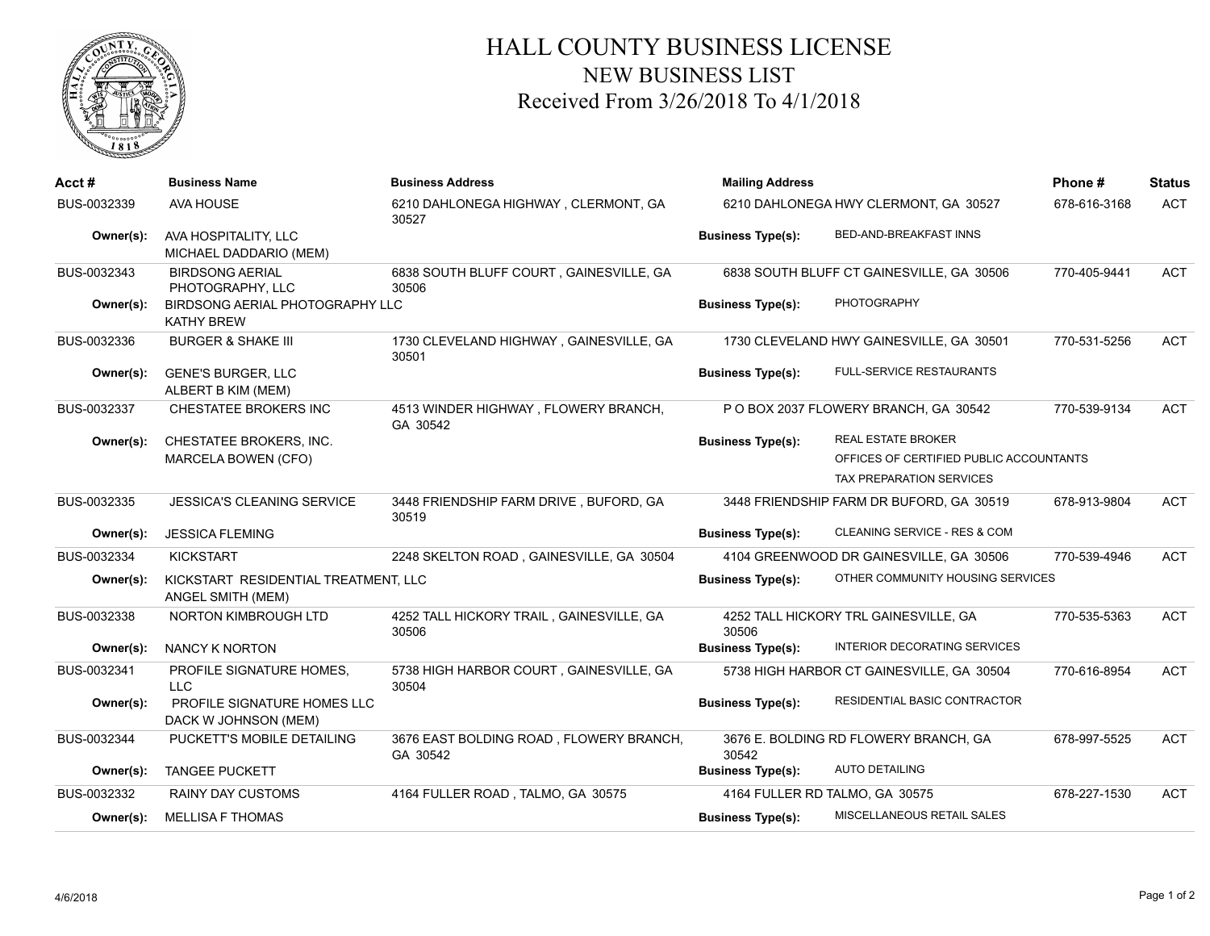# HALL COUNTY BUSINESS LICENSE
## NEW BUSINESS LIST
### Received From 3/26/2018 To 4/1/2018

| Acct # | Business Name | Business Address | Mailing Address | | Phone # | Status |
|---|---|---|---|---|---|---|
| BUS-0032339 | AVA HOUSE | 6210 DAHLONEGA HIGHWAY , CLERMONT, GA 30527 | 6210 DAHLONEGA HWY CLERMONT, GA 30527 | | 678-616-3168 | ACT |
| **Owner(s):** | AVA HOSPITALITY, LLC<br>MICHAEL DADDARIO (MEM) | | **Business Type(s):** | BED-AND-BREAKFAST INNS | | |
| BUS-0032343 | BIRDSONG AERIAL PHOTOGRAPHY, LLC | 6838 SOUTH BLUFF COURT , GAINESVILLE, GA 30506 | 6838 SOUTH BLUFF CT GAINESVILLE, GA 30506 | | 770-405-9441 | ACT |
| **Owner(s):** | BIRDSONG AERIAL PHOTOGRAPHY LLC<br>KATHY BREW | | **Business Type(s):** | PHOTOGRAPHY | | |
| BUS-0032336 | BURGER & SHAKE III | 1730 CLEVELAND HIGHWAY , GAINESVILLE, GA 30501 | 1730 CLEVELAND HWY GAINESVILLE, GA 30501 | | 770-531-5256 | ACT |
| **Owner(s):** | GENE'S BURGER, LLC<br>ALBERT B KIM (MEM) | | **Business Type(s):** | FULL-SERVICE RESTAURANTS | | |
| BUS-0032337 | CHESTATEE BROKERS INC | 4513 WINDER HIGHWAY , FLOWERY BRANCH, GA 30542 | P O BOX 2037 FLOWERY BRANCH, GA 30542 | | 770-539-9134 | ACT |
| **Owner(s):** | CHESTATEE BROKERS, INC.<br>MARCELA BOWEN (CFO) | | **Business Type(s):** | REAL ESTATE BROKER<br>OFFICES OF CERTIFIED PUBLIC ACCOUNTANTS<br>TAX PREPARATION SERVICES | | |
| BUS-0032335 | JESSICA'S CLEANING SERVICE | 3448 FRIENDSHIP FARM DRIVE , BUFORD, GA 30519 | 3448 FRIENDSHIP FARM DR BUFORD, GA 30519 | | 678-913-9804 | ACT |
| **Owner(s):** | JESSICA FLEMING | | **Business Type(s):** | CLEANING SERVICE - RES & COM | | |
| BUS-0032334 | KICKSTART | 2248 SKELTON ROAD , GAINESVILLE, GA 30504 | 4104 GREENWOOD DR GAINESVILLE, GA 30506 | | 770-539-4946 | ACT |
| **Owner(s):** | KICKSTART RESIDENTIAL TREATMENT, LLC<br>ANGEL SMITH (MEM) | | **Business Type(s):** | OTHER COMMUNITY HOUSING SERVICES | | |
| BUS-0032338 | NORTON KIMBROUGH LTD | 4252 TALL HICKORY TRAIL , GAINESVILLE, GA 30506 | 4252 TALL HICKORY TRL GAINESVILLE, GA 30506 | | 770-535-5363 | ACT |
| **Owner(s):** | NANCY K NORTON | | **Business Type(s):** | INTERIOR DECORATING SERVICES | | |
| BUS-0032341 | PROFILE SIGNATURE HOMES, LLC | 5738 HIGH HARBOR COURT , GAINESVILLE, GA 30504 | 5738 HIGH HARBOR CT GAINESVILLE, GA 30504 | | 770-616-8954 | ACT |
| **Owner(s):** | PROFILE SIGNATURE HOMES LLC<br>DACK W JOHNSON (MEM) | | **Business Type(s):** | RESIDENTIAL BASIC CONTRACTOR | | |
| BUS-0032344 | PUCKETT'S MOBILE DETAILING | 3676 EAST BOLDING ROAD , FLOWERY BRANCH, GA 30542 | 3676 E. BOLDING RD FLOWERY BRANCH, GA 30542 | | 678-997-5525 | ACT |
| **Owner(s):** | TANGEE PUCKETT | | **Business Type(s):** | AUTO DETAILING | | |
| BUS-0032332 | RAINY DAY CUSTOMS | 4164 FULLER ROAD , TALMO, GA 30575 | 4164 FULLER RD TALMO, GA 30575 | | 678-227-1530 | ACT |
| **Owner(s):** | MELLISA F THOMAS | | **Business Type(s):** | MISCELLANEOUS RETAIL SALES | | |

4/6/2018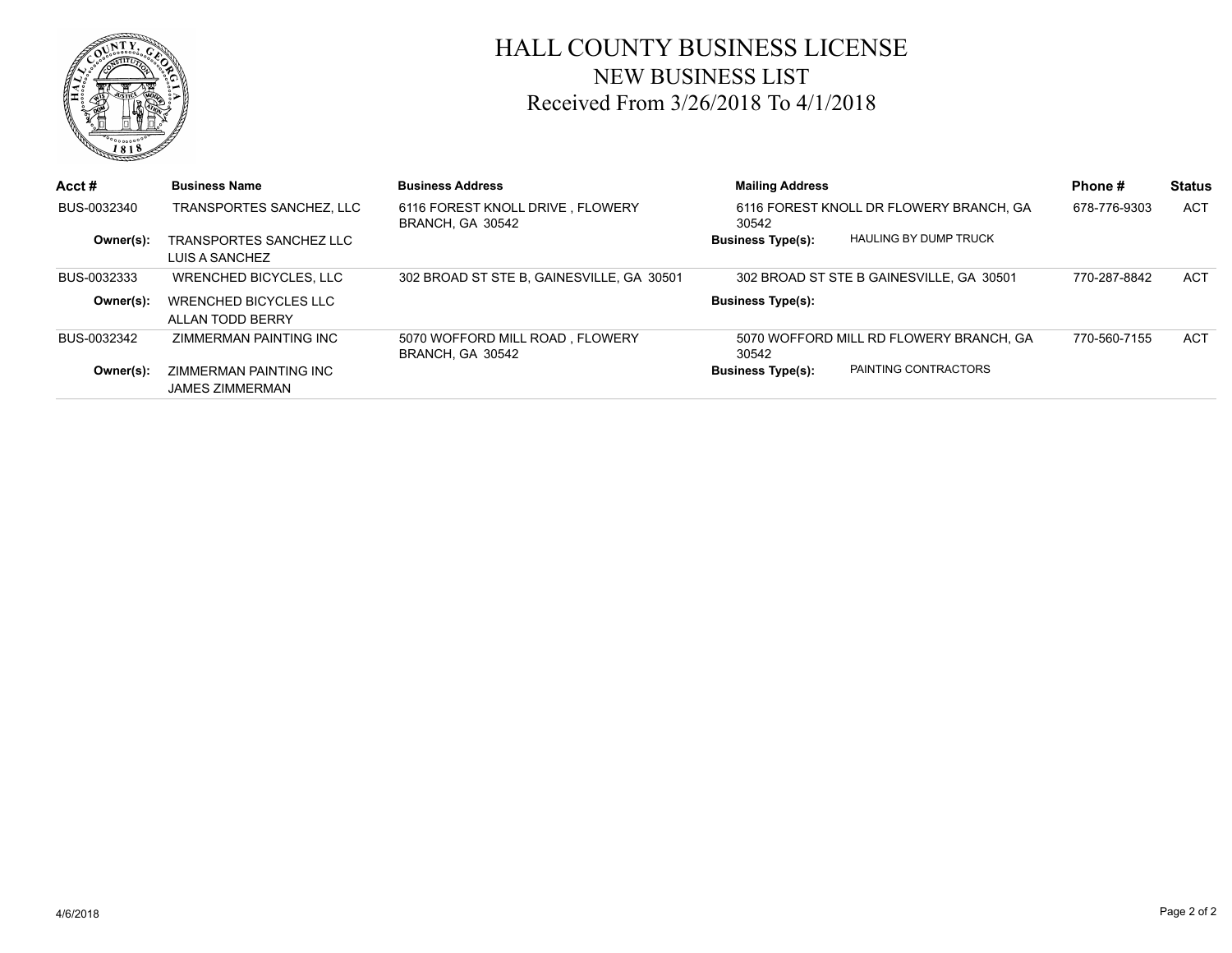# HALL COUNTY BUSINESS LICENSE

## NEW BUSINESS LIST

### Received From 3/26/2018 To 4/1/2018

| Acct # | Business Name | Business Address | Mailing Address | | Phone # | Status |
|---|---|---|---|---|---|---|
| BUS-0032340 | TRANSPORTES SANCHEZ, LLC | 6116 FOREST KNOLL DRIVE , FLOWERY BRANCH, GA 30542 | 6116 FOREST KNOLL DR FLOWERY BRANCH, GA 30542 | | 678-776-9303 | ACT |
| **Owner(s):** | TRANSPORTES SANCHEZ LLC<br>LUIS A SANCHEZ | | **Business Type(s):** | HAULING BY DUMP TRUCK | | |
| BUS-0032333 | WRENCHED BICYCLES, LLC | 302 BROAD ST STE B, GAINESVILLE, GA 30501 | 302 BROAD ST STE B GAINESVILLE, GA 30501 | | 770-287-8842 | ACT |
| **Owner(s):** | WRENCHED BICYCLES LLC<br>ALLAN TODD BERRY | | **Business Type(s):** | | | |
| BUS-0032342 | ZIMMERMAN PAINTING INC | 5070 WOFFORD MILL ROAD , FLOWERY BRANCH, GA 30542 | 5070 WOFFORD MILL RD FLOWERY BRANCH, GA 30542 | | 770-560-7155 | ACT |
| **Owner(s):** | ZIMMERMAN PAINTING INC<br>JAMES ZIMMERMAN | | **Business Type(s):** | PAINTING CONTRACTORS | | |

4/6/2018